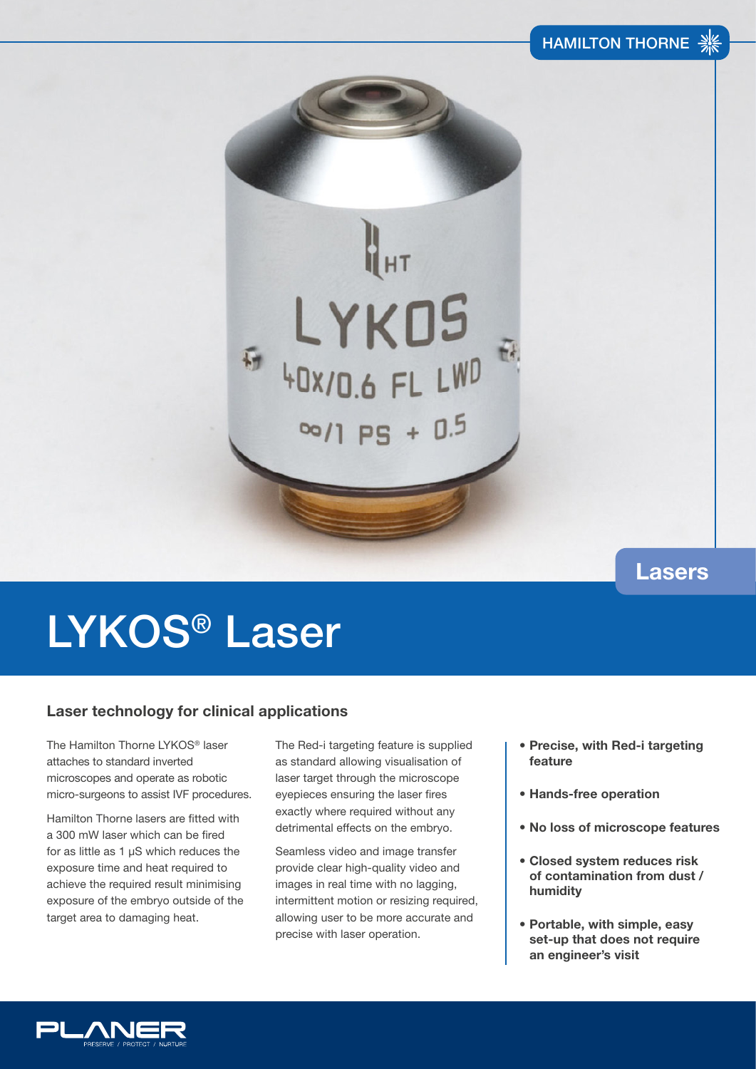HAMILTON THORNE

Lasers

# LYKOS® Laser

## Laser technology for clinical applications

The Hamilton Thorne LYKOS® laser attaches to standard inverted microscopes and operate as robotic micro-surgeons to assist IVF procedures.

Hamilton Thorne lasers are fitted with a 300 mW laser which can be fired for as little as 1 μS which reduces the exposure time and heat required to achieve the required result minimising exposure of the embryo outside of the target area to damaging heat.

The Red-i targeting feature is supplied as standard allowing visualisation of laser target through the microscope eyepieces ensuring the laser fires exactly where required without any detrimental effects on the embryo.

Seamless video and image transfer provide clear high-quality video and images in real time with no lagging, intermittent motion or resizing required, allowing user to be more accurate and precise with laser operation.

- **Precise, with Red-i targeting feature**
- **Hands-free operation**
- **No loss of microscope features**
- **Closed system reduces risk of contamination from dust / humidity**
- **Portable, with simple, easy set-up that does not require an engineer's visit**

PLANER PRESERVE / PROTECT / NURTURE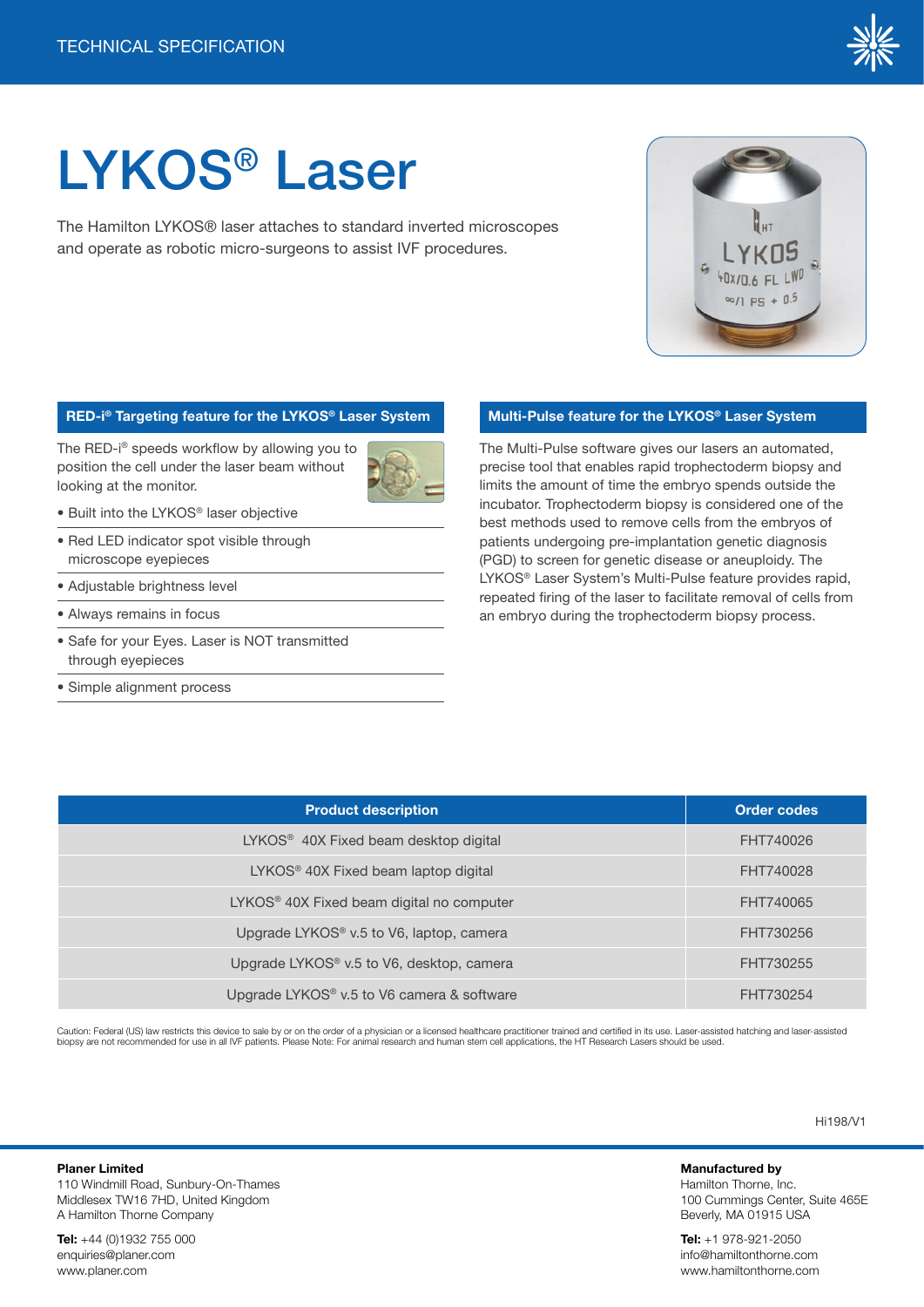TECHNICAL SPECIFICATION

# LYKOS® Laser

The Hamilton LYKOS® laser attaches to standard inverted microscopes and operate as robotic micro-surgeons to assist IVF procedures.

## RED-i® Targeting feature for the LYKOS® Laser System

The RED-i® speeds workflow by allowing you to position the cell under the laser beam without looking at the monitor.

- Built into the LYKOS® laser objective
- Red LED indicator spot visible through microscope eyepieces
- Adjustable brightness level
- Always remains in focus
- Safe for your Eyes. Laser is NOT transmitted through eyepieces
- Simple alignment process

## Multi-Pulse feature for the LYKOS® Laser System

The Multi-Pulse software gives our lasers an automated, precise tool that enables rapid trophectoderm biopsy and limits the amount of time the embryo spends outside the incubator. Trophectoderm biopsy is considered one of the best methods used to remove cells from the embryos of patients undergoing pre-implantation genetic diagnosis (PGD) to screen for genetic disease or aneuploidy. The LYKOS® Laser System's Multi-Pulse feature provides rapid, repeated firing of the laser to facilitate removal of cells from an embryo during the trophectoderm biopsy process.

| Product description | Order codes |
|---|---|
| LYKOS® 40X Fixed beam desktop digital | FHT740026 |
| LYKOS® 40X Fixed beam laptop digital | FHT740028 |
| LYKOS® 40X Fixed beam digital no computer | FHT740065 |
| Upgrade LYKOS® v.5 to V6, laptop, camera | FHT730256 |
| Upgrade LYKOS® v.5 to V6, desktop, camera | FHT730255 |
| Upgrade LYKOS® v.5 to V6 camera & software | FHT730254 |

Caution: Federal (US) law restricts this device to sale by or on the order of a physician or a licensed healthcare practitioner trained and certified in its use. Laser-assisted hatching and laser-assisted biopsy are not recommended for use in all IVF patients. Please Note: For animal research and human stem cell applications, the HT Research Lasers should be used.

Hi198/V1

**Planer Limited**
110 Windmill Road, Sunbury-On-Thames
Middlesex TW16 7HD, United Kingdom
A Hamilton Thorne Company

**Tel:** +44 (0)1932 755 000
enquiries@planer.com
www.planer.com

**Manufactured by**
Hamilton Thorne, Inc.
100 Cummings Center, Suite 465E
Beverly, MA 01915 USA

**Tel:** +1 978-921-2050
info@hamiltonthorne.com
www.hamiltonthorne.com